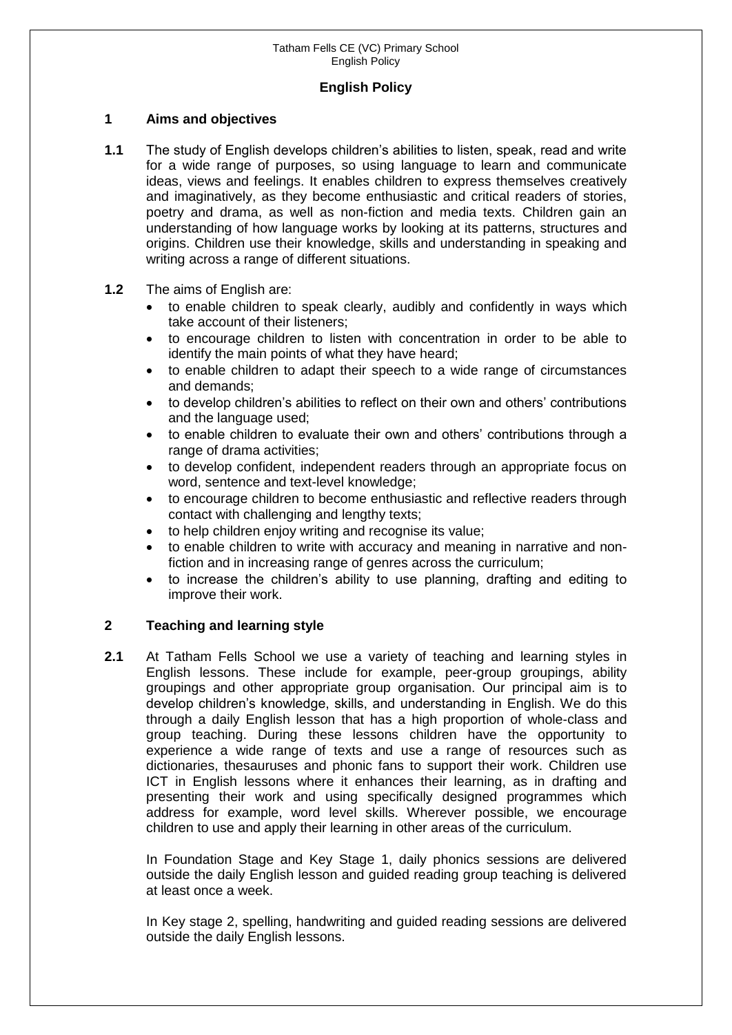# English Policy

## 1 Aims and objectives

**1.1** The study of English develops children's abilities to listen, speak, read and write for a wide range of purposes, so using language to learn and communicate ideas, views and feelings. It enables children to express themselves creatively and imaginatively, as they become enthusiastic and critical readers of stories, poetry and drama, as well as non-fiction and media texts. Children gain an understanding of how language works by looking at its patterns, structures and origins. Children use their knowledge, skills and understanding in speaking and writing across a range of different situations.

**1.2** The aims of English are:

- to enable children to speak clearly, audibly and confidently in ways which take account of their listeners;
- to encourage children to listen with concentration in order to be able to identify the main points of what they have heard;
- to enable children to adapt their speech to a wide range of circumstances and demands;
- to develop children's abilities to reflect on their own and others' contributions and the language used;
- to enable children to evaluate their own and others' contributions through a range of drama activities;
- to develop confident, independent readers through an appropriate focus on word, sentence and text-level knowledge;
- to encourage children to become enthusiastic and reflective readers through contact with challenging and lengthy texts;
- to help children enjoy writing and recognise its value;
- to enable children to write with accuracy and meaning in narrative and non-fiction and in increasing range of genres across the curriculum;
- to increase the children's ability to use planning, drafting and editing to improve their work.

## 2 Teaching and learning style

**2.1** At Tatham Fells School we use a variety of teaching and learning styles in English lessons. These include for example, peer-group groupings, ability groupings and other appropriate group organisation. Our principal aim is to develop children's knowledge, skills, and understanding in English. We do this through a daily English lesson that has a high proportion of whole-class and group teaching. During these lessons children have the opportunity to experience a wide range of texts and use a range of resources such as dictionaries, thesauruses and phonic fans to support their work. Children use ICT in English lessons where it enhances their learning, as in drafting and presenting their work and using specifically designed programmes which address for example, word level skills. Wherever possible, we encourage children to use and apply their learning in other areas of the curriculum.

In Foundation Stage and Key Stage 1, daily phonics sessions are delivered outside the daily English lesson and guided reading group teaching is delivered at least once a week.

In Key stage 2, spelling, handwriting and guided reading sessions are delivered outside the daily English lessons.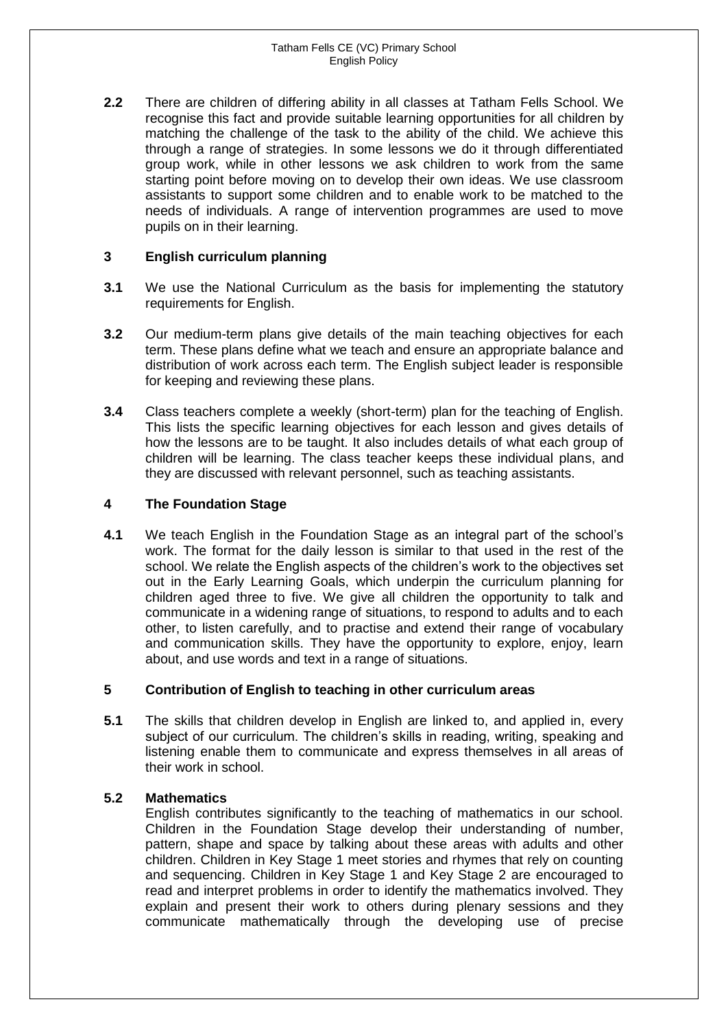**2.2** There are children of differing ability in all classes at Tatham Fells School. We recognise this fact and provide suitable learning opportunities for all children by matching the challenge of the task to the ability of the child. We achieve this through a range of strategies. In some lessons we do it through differentiated group work, while in other lessons we ask children to work from the same starting point before moving on to develop their own ideas. We use classroom assistants to support some children and to enable work to be matched to the needs of individuals. A range of intervention programmes are used to move pupils on in their learning.

## 3 English curriculum planning

**3.1** We use the National Curriculum as the basis for implementing the statutory requirements for English.

**3.2** Our medium-term plans give details of the main teaching objectives for each term. These plans define what we teach and ensure an appropriate balance and distribution of work across each term. The English subject leader is responsible for keeping and reviewing these plans.

**3.4** Class teachers complete a weekly (short-term) plan for the teaching of English. This lists the specific learning objectives for each lesson and gives details of how the lessons are to be taught. It also includes details of what each group of children will be learning. The class teacher keeps these individual plans, and they are discussed with relevant personnel, such as teaching assistants.

## 4 The Foundation Stage

**4.1** We teach English in the Foundation Stage as an integral part of the school's work. The format for the daily lesson is similar to that used in the rest of the school. We relate the English aspects of the children's work to the objectives set out in the Early Learning Goals, which underpin the curriculum planning for children aged three to five. We give all children the opportunity to talk and communicate in a widening range of situations, to respond to adults and to each other, to listen carefully, and to practise and extend their range of vocabulary and communication skills. They have the opportunity to explore, enjoy, learn about, and use words and text in a range of situations.

## 5 Contribution of English to teaching in other curriculum areas

**5.1** The skills that children develop in English are linked to, and applied in, every subject of our curriculum. The children's skills in reading, writing, speaking and listening enable them to communicate and express themselves in all areas of their work in school.

### 5.2 Mathematics

English contributes significantly to the teaching of mathematics in our school. Children in the Foundation Stage develop their understanding of number, pattern, shape and space by talking about these areas with adults and other children. Children in Key Stage 1 meet stories and rhymes that rely on counting and sequencing. Children in Key Stage 1 and Key Stage 2 are encouraged to read and interpret problems in order to identify the mathematics involved. They explain and present their work to others during plenary sessions and they communicate mathematically through the developing use of precise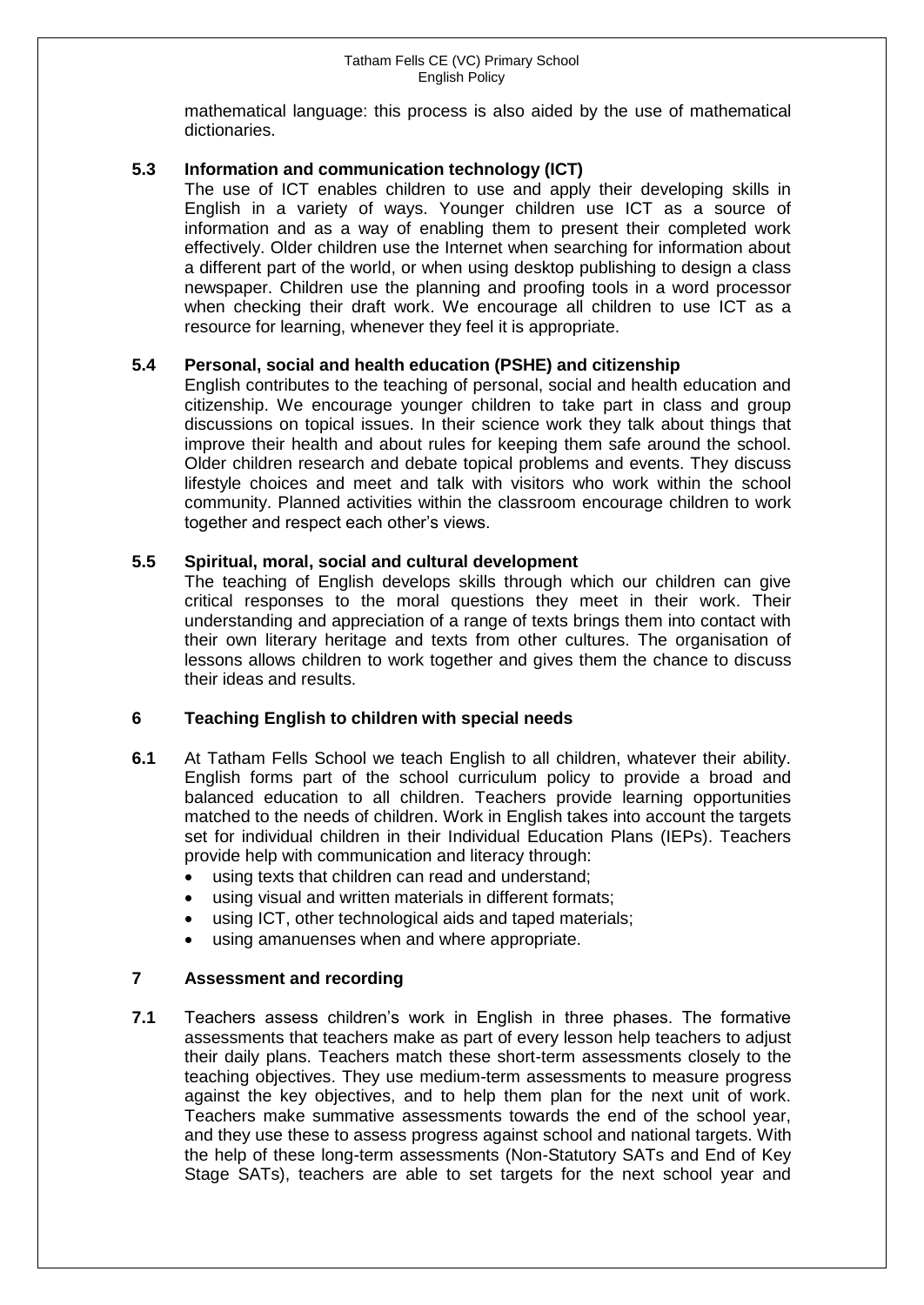mathematical language: this process is also aided by the use of mathematical dictionaries.

### 5.3 Information and communication technology (ICT)

The use of ICT enables children to use and apply their developing skills in English in a variety of ways. Younger children use ICT as a source of information and as a way of enabling them to present their completed work effectively. Older children use the Internet when searching for information about a different part of the world, or when using desktop publishing to design a class newspaper. Children use the planning and proofing tools in a word processor when checking their draft work. We encourage all children to use ICT as a resource for learning, whenever they feel it is appropriate.

### 5.4 Personal, social and health education (PSHE) and citizenship

English contributes to the teaching of personal, social and health education and citizenship. We encourage younger children to take part in class and group discussions on topical issues. In their science work they talk about things that improve their health and about rules for keeping them safe around the school. Older children research and debate topical problems and events. They discuss lifestyle choices and meet and talk with visitors who work within the school community. Planned activities within the classroom encourage children to work together and respect each other's views.

### 5.5 Spiritual, moral, social and cultural development

The teaching of English develops skills through which our children can give critical responses to the moral questions they meet in their work. Their understanding and appreciation of a range of texts brings them into contact with their own literary heritage and texts from other cultures. The organisation of lessons allows children to work together and gives them the chance to discuss their ideas and results.

## 6 Teaching English to children with special needs

**6.1** At Tatham Fells School we teach English to all children, whatever their ability. English forms part of the school curriculum policy to provide a broad and balanced education to all children. Teachers provide learning opportunities matched to the needs of children. Work in English takes into account the targets set for individual children in their Individual Education Plans (IEPs). Teachers provide help with communication and literacy through:

- using texts that children can read and understand;
- using visual and written materials in different formats;
- using ICT, other technological aids and taped materials;
- using amanuenses when and where appropriate.

## 7 Assessment and recording

**7.1** Teachers assess children's work in English in three phases. The formative assessments that teachers make as part of every lesson help teachers to adjust their daily plans. Teachers match these short-term assessments closely to the teaching objectives. They use medium-term assessments to measure progress against the key objectives, and to help them plan for the next unit of work. Teachers make summative assessments towards the end of the school year, and they use these to assess progress against school and national targets. With the help of these long-term assessments (Non-Statutory SATs and End of Key Stage SATs), teachers are able to set targets for the next school year and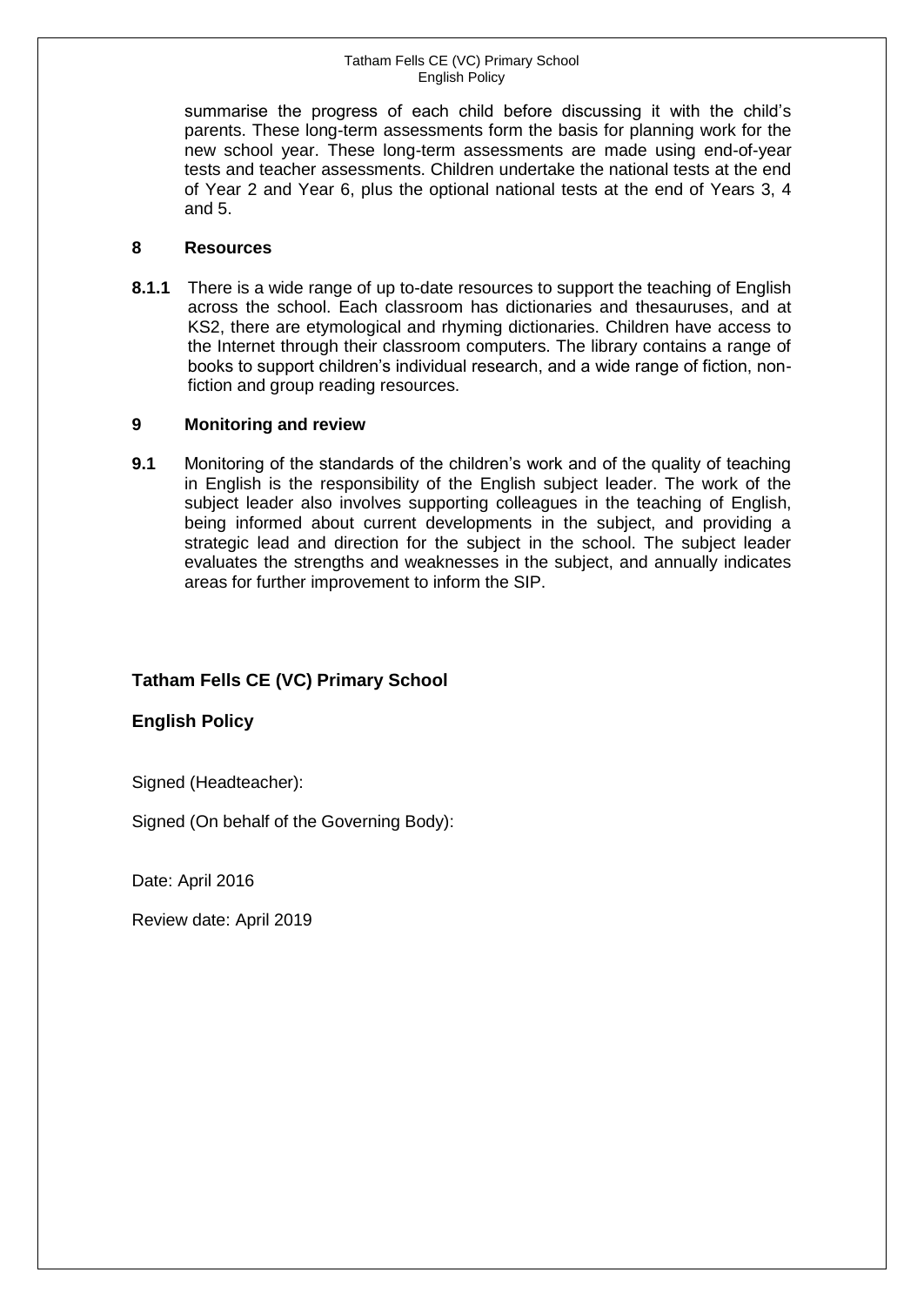summarise the progress of each child before discussing it with the child's parents. These long-term assessments form the basis for planning work for the new school year. These long-term assessments are made using end-of-year tests and teacher assessments. Children undertake the national tests at the end of Year 2 and Year 6, plus the optional national tests at the end of Years 3, 4 and 5.

## 8 Resources

**8.1.1** There is a wide range of up to-date resources to support the teaching of English across the school. Each classroom has dictionaries and thesauruses, and at KS2, there are etymological and rhyming dictionaries. Children have access to the Internet through their classroom computers. The library contains a range of books to support children's individual research, and a wide range of fiction, non-fiction and group reading resources.

## 9 Monitoring and review

**9.1** Monitoring of the standards of the children's work and of the quality of teaching in English is the responsibility of the English subject leader. The work of the subject leader also involves supporting colleagues in the teaching of English, being informed about current developments in the subject, and providing a strategic lead and direction for the subject in the school. The subject leader evaluates the strengths and weaknesses in the subject, and annually indicates areas for further improvement to inform the SIP.

**Tatham Fells CE (VC) Primary School**

**English Policy**

Signed (Headteacher):

Signed (On behalf of the Governing Body):

Date: April 2016

Review date: April 2019